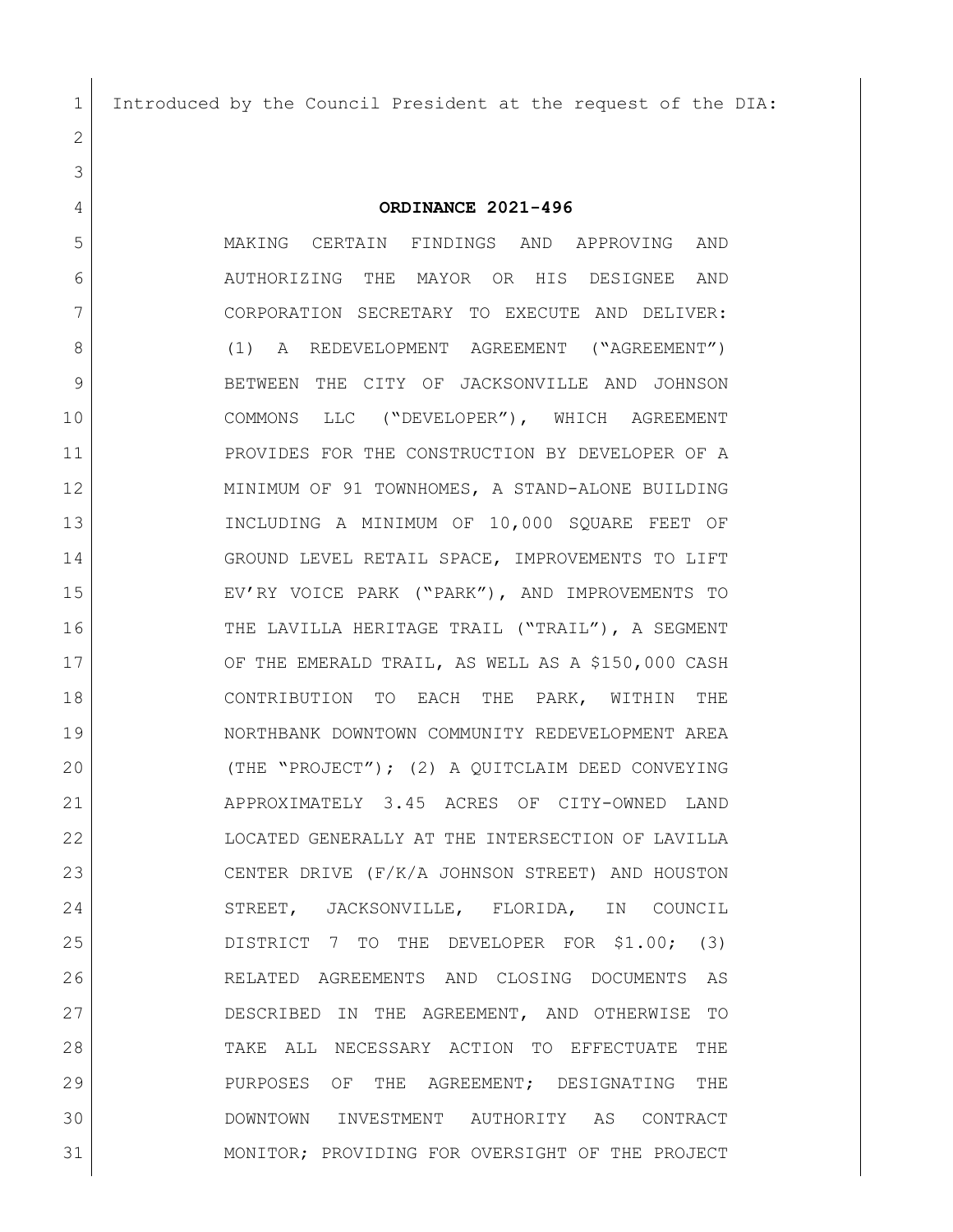Introduced by the Council President at the request of the DIA:

**ORDINANCE 2021-496**

MAKING CERTAIN FINDINGS AND APPROVING AND AUTHORIZING THE MAYOR OR HIS DESIGNEE AND CORPORATION SECRETARY TO EXECUTE AND DELIVER: (1) A REDEVELOPMENT AGREEMENT ("AGREEMENT") BETWEEN THE CITY OF JACKSONVILLE AND JOHNSON COMMONS LLC ("DEVELOPER"), WHICH AGREEMENT PROVIDES FOR THE CONSTRUCTION BY DEVELOPER OF A MINIMUM OF 91 TOWNHOMES, A STAND-ALONE BUILDING INCLUDING A MINIMUM OF 10,000 SQUARE FEET OF GROUND LEVEL RETAIL SPACE, IMPROVEMENTS TO LIFT EV'RY VOICE PARK ("PARK"), AND IMPROVEMENTS TO THE LAVILLA HERITAGE TRAIL ("TRAIL"), A SEGMENT OF THE EMERALD TRAIL, AS WELL AS A $150,000 CASH CONTRIBUTION TO EACH THE PARK, WITHIN THE NORTHBANK DOWNTOWN COMMUNITY REDEVELOPMENT AREA (THE "PROJECT"); (2) A QUITCLAIM DEED CONVEYING APPROXIMATELY 3.45 ACRES OF CITY-OWNED LAND LOCATED GENERALLY AT THE INTERSECTION OF LAVILLA CENTER DRIVE (F/K/A JOHNSON STREET) AND HOUSTON STREET, JACKSONVILLE, FLORIDA, IN COUNCIL DISTRICT 7 TO THE DEVELOPER FOR $1.00; (3) RELATED AGREEMENTS AND CLOSING DOCUMENTS AS DESCRIBED IN THE AGREEMENT, AND OTHERWISE TO TAKE ALL NECESSARY ACTION TO EFFECTUATE THE PURPOSES OF THE AGREEMENT; DESIGNATING THE DOWNTOWN INVESTMENT AUTHORITY AS CONTRACT MONITOR; PROVIDING FOR OVERSIGHT OF THE PROJECT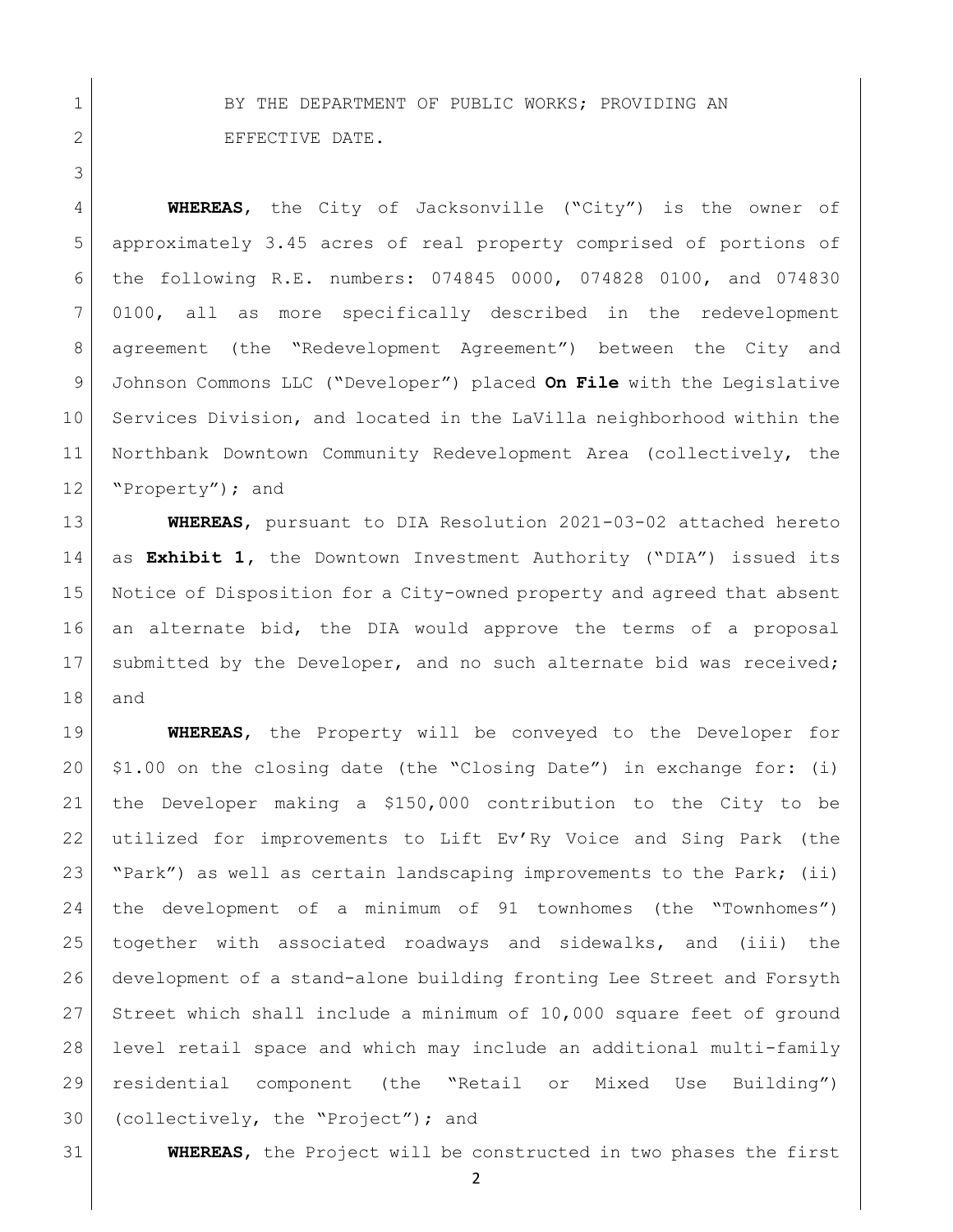BY THE DEPARTMENT OF PUBLIC WORKS; PROVIDING AN EFFECTIVE DATE.

**WHEREAS**, the City of Jacksonville ("City") is the owner of approximately 3.45 acres of real property comprised of portions of the following R.E. numbers: 074845 0000, 074828 0100, and 074830 0100, all as more specifically described in the redevelopment agreement (the "Redevelopment Agreement") between the City and Johnson Commons LLC ("Developer") placed **On File** with the Legislative Services Division, and located in the LaVilla neighborhood within the Northbank Downtown Community Redevelopment Area (collectively, the "Property"); and

**WHEREAS**, pursuant to DIA Resolution 2021-03-02 attached hereto as **Exhibit 1**, the Downtown Investment Authority ("DIA") issued its Notice of Disposition for a City-owned property and agreed that absent an alternate bid, the DIA would approve the terms of a proposal submitted by the Developer, and no such alternate bid was received; and

**WHEREAS**, the Property will be conveyed to the Developer for $1.00 on the closing date (the "Closing Date") in exchange for: (i) the Developer making a $150,000 contribution to the City to be utilized for improvements to Lift Ev'Ry Voice and Sing Park (the "Park") as well as certain landscaping improvements to the Park; (ii) the development of a minimum of 91 townhomes (the "Townhomes") together with associated roadways and sidewalks, and (iii) the development of a stand-alone building fronting Lee Street and Forsyth Street which shall include a minimum of 10,000 square feet of ground level retail space and which may include an additional multi-family residential component (the "Retail or Mixed Use Building") (collectively, the "Project"); and

**WHEREAS**, the Project will be constructed in two phases the first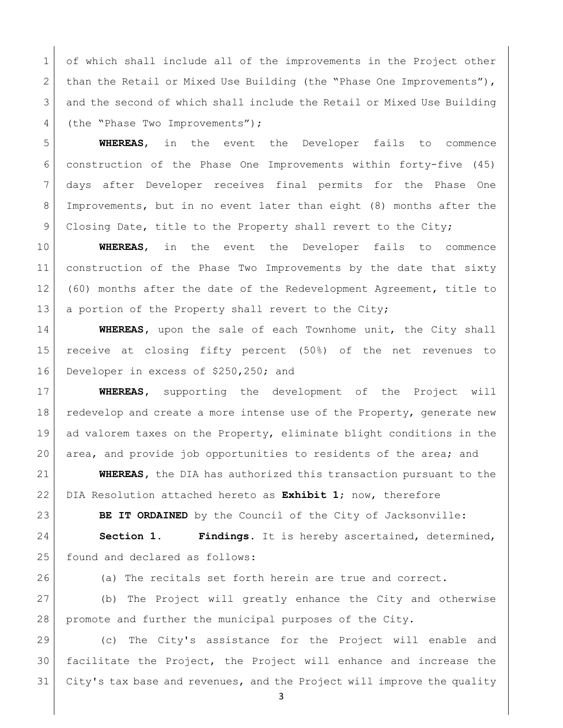of which shall include all of the improvements in the Project other than the Retail or Mixed Use Building (the "Phase One Improvements"), and the second of which shall include the Retail or Mixed Use Building (the "Phase Two Improvements");

**WHEREAS**, in the event the Developer fails to commence construction of the Phase One Improvements within forty-five (45) days after Developer receives final permits for the Phase One Improvements, but in no event later than eight (8) months after the Closing Date, title to the Property shall revert to the City;

**WHEREAS**, in the event the Developer fails to commence construction of the Phase Two Improvements by the date that sixty (60) months after the date of the Redevelopment Agreement, title to a portion of the Property shall revert to the City;

**WHEREAS**, upon the sale of each Townhome unit, the City shall receive at closing fifty percent (50%) of the net revenues to Developer in excess of $250,250; and

**WHEREAS**, supporting the development of the Project will redevelop and create a more intense use of the Property, generate new ad valorem taxes on the Property, eliminate blight conditions in the area, and provide job opportunities to residents of the area; and

**WHEREAS**, the DIA has authorized this transaction pursuant to the DIA Resolution attached hereto as **Exhibit 1**; now, therefore

**BE IT ORDAINED** by the Council of the City of Jacksonville:

**Section 1. Findings.** It is hereby ascertained, determined, found and declared as follows:

(a) The recitals set forth herein are true and correct.

(b) The Project will greatly enhance the City and otherwise promote and further the municipal purposes of the City.

(c) The City's assistance for the Project will enable and facilitate the Project, the Project will enhance and increase the City's tax base and revenues, and the Project will improve the quality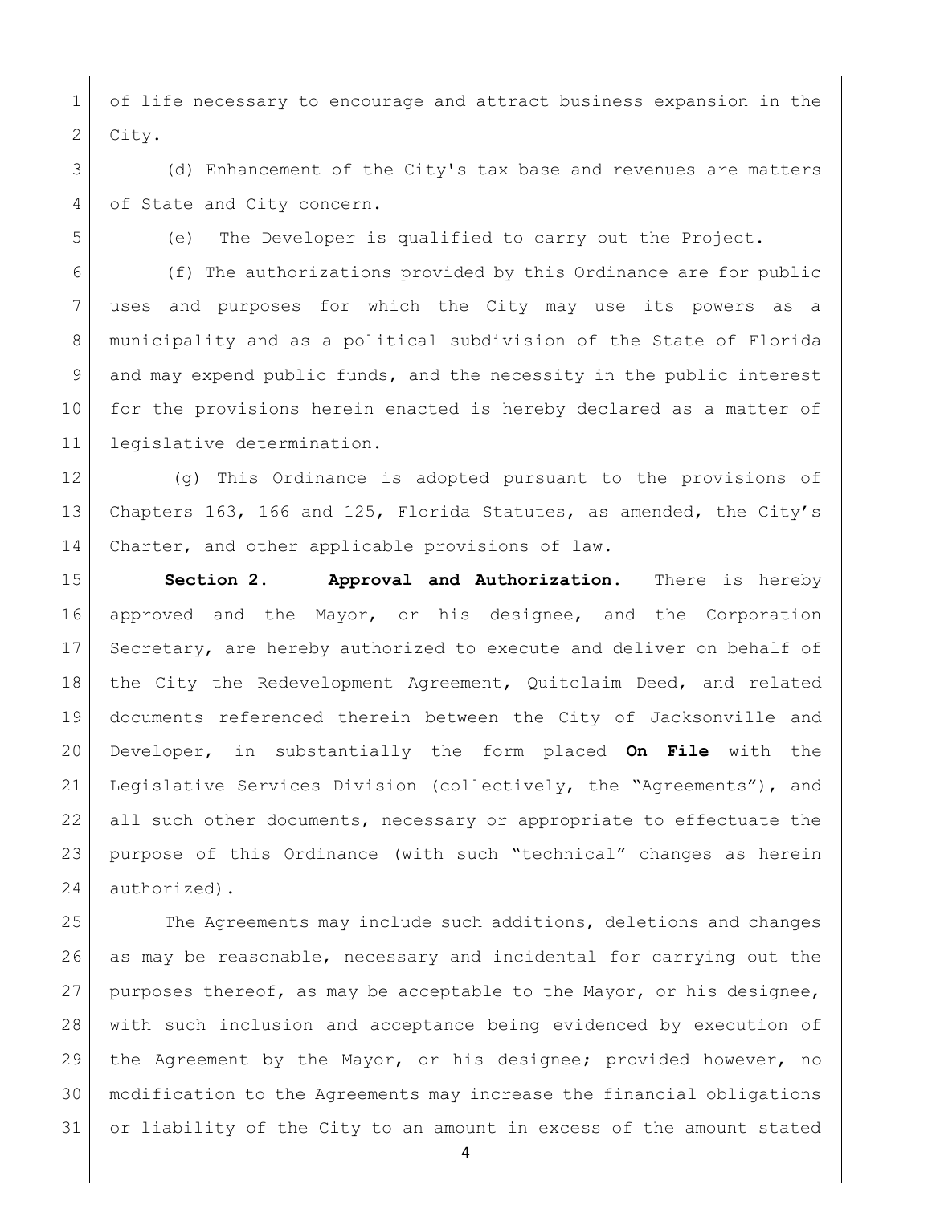of life necessary to encourage and attract business expansion in the City.

(d) Enhancement of the City's tax base and revenues are matters of State and City concern.

(e) The Developer is qualified to carry out the Project.

(f) The authorizations provided by this Ordinance are for public uses and purposes for which the City may use its powers as a municipality and as a political subdivision of the State of Florida and may expend public funds, and the necessity in the public interest for the provisions herein enacted is hereby declared as a matter of legislative determination.

(g) This Ordinance is adopted pursuant to the provisions of Chapters 163, 166 and 125, Florida Statutes, as amended, the City's Charter, and other applicable provisions of law.

**Section 2. Approval and Authorization.** There is hereby approved and the Mayor, or his designee, and the Corporation Secretary, are hereby authorized to execute and deliver on behalf of the City the Redevelopment Agreement, Quitclaim Deed, and related documents referenced therein between the City of Jacksonville and Developer, in substantially the form placed **On File** with the Legislative Services Division (collectively, the "Agreements"), and all such other documents, necessary or appropriate to effectuate the purpose of this Ordinance (with such "technical" changes as herein authorized).

The Agreements may include such additions, deletions and changes as may be reasonable, necessary and incidental for carrying out the purposes thereof, as may be acceptable to the Mayor, or his designee, with such inclusion and acceptance being evidenced by execution of the Agreement by the Mayor, or his designee; provided however, no modification to the Agreements may increase the financial obligations or liability of the City to an amount in excess of the amount stated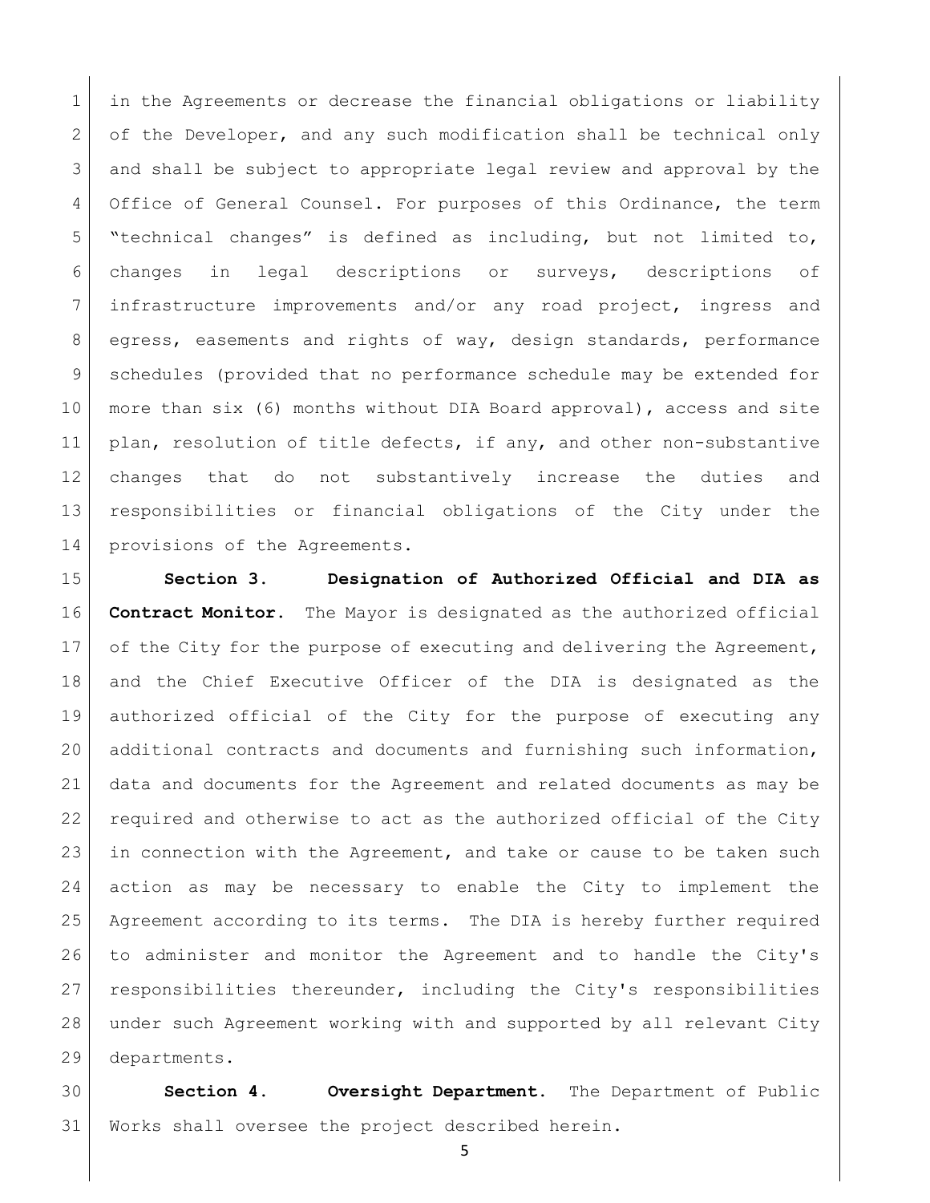in the Agreements or decrease the financial obligations or liability of the Developer, and any such modification shall be technical only and shall be subject to appropriate legal review and approval by the Office of General Counsel. For purposes of this Ordinance, the term "technical changes" is defined as including, but not limited to, changes in legal descriptions or surveys, descriptions of infrastructure improvements and/or any road project, ingress and egress, easements and rights of way, design standards, performance schedules (provided that no performance schedule may be extended for more than six (6) months without DIA Board approval), access and site plan, resolution of title defects, if any, and other non-substantive changes that do not substantively increase the duties and responsibilities or financial obligations of the City under the provisions of the Agreements.

**Section 3. Designation of Authorized Official and DIA as Contract Monitor.** The Mayor is designated as the authorized official of the City for the purpose of executing and delivering the Agreement, and the Chief Executive Officer of the DIA is designated as the authorized official of the City for the purpose of executing any additional contracts and documents and furnishing such information, data and documents for the Agreement and related documents as may be required and otherwise to act as the authorized official of the City in connection with the Agreement, and take or cause to be taken such action as may be necessary to enable the City to implement the Agreement according to its terms. The DIA is hereby further required to administer and monitor the Agreement and to handle the City's responsibilities thereunder, including the City's responsibilities under such Agreement working with and supported by all relevant City departments.

**Section 4. Oversight Department.** The Department of Public Works shall oversee the project described herein.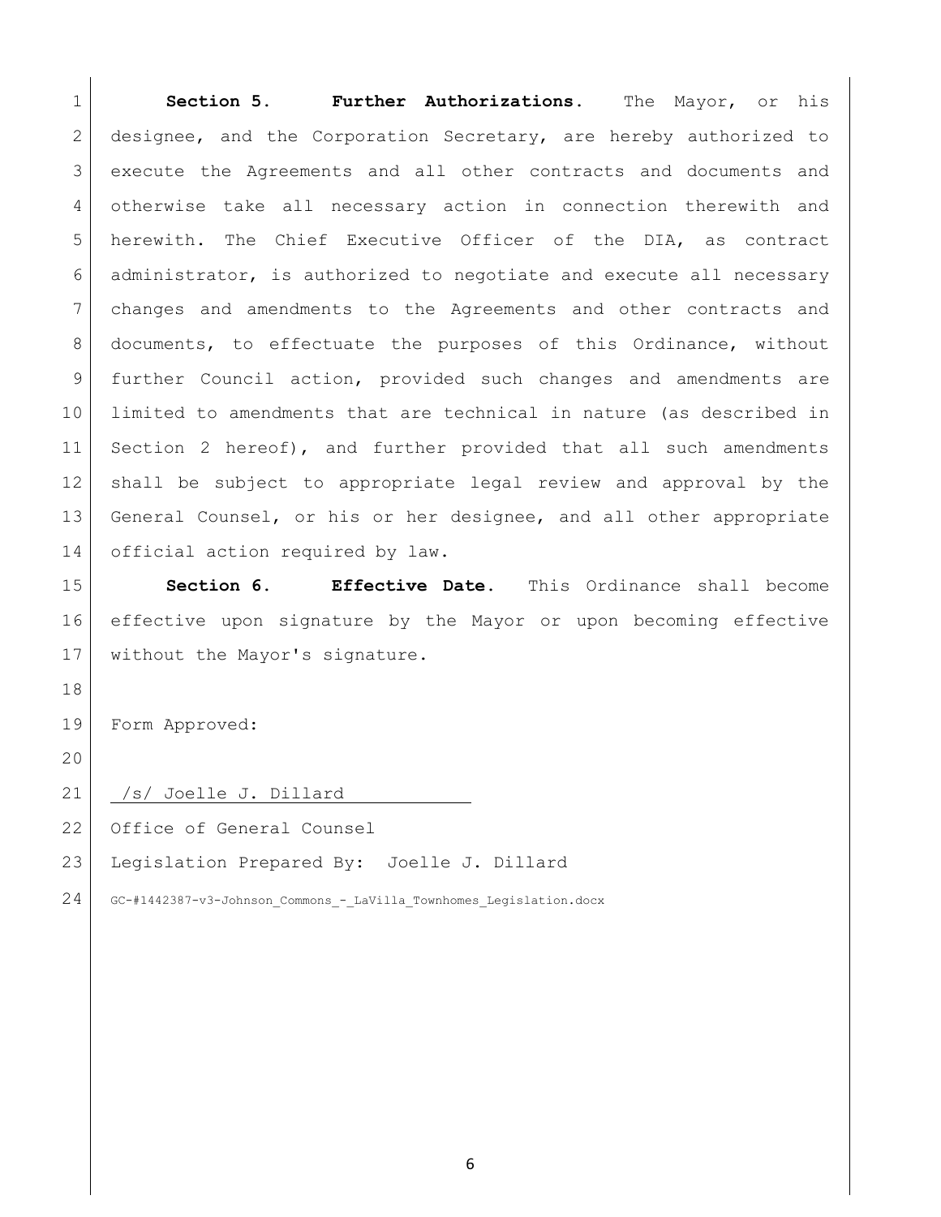**Section 5. Further Authorizations.** The Mayor, or his designee, and the Corporation Secretary, are hereby authorized to execute the Agreements and all other contracts and documents and otherwise take all necessary action in connection therewith and herewith. The Chief Executive Officer of the DIA, as contract administrator, is authorized to negotiate and execute all necessary changes and amendments to the Agreements and other contracts and documents, to effectuate the purposes of this Ordinance, without further Council action, provided such changes and amendments are limited to amendments that are technical in nature (as described in Section 2 hereof), and further provided that all such amendments shall be subject to appropriate legal review and approval by the General Counsel, or his or her designee, and all other appropriate official action required by law.

**Section 6. Effective Date.** This Ordinance shall become effective upon signature by the Mayor or upon becoming effective without the Mayor's signature.

Form Approved:

/s/ Joelle J. Dillard

Office of General Counsel

Legislation Prepared By: Joelle J. Dillard

GC-#1442387-v3-Johnson_Commons_-_LaVilla_Townhomes_Legislation.docx